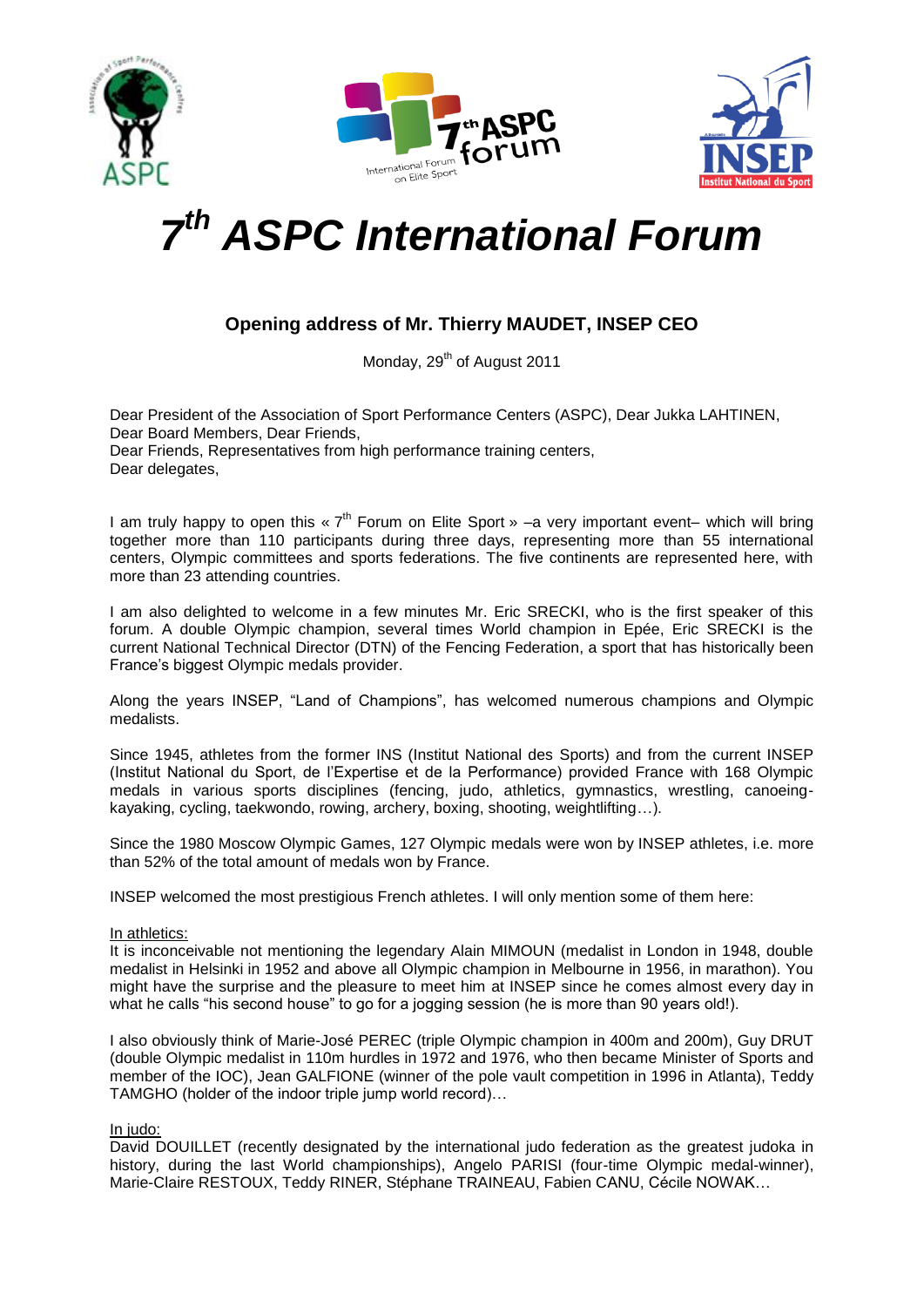# *7th ASPC International Forum*

### Opening address of Mr. Thierry MAUDET, INSEP CEO

Monday, 29th of August 2011

Dear President of the Association of Sport Performance Centers (ASPC), Dear Jukka LAHTINEN,
Dear Board Members, Dear Friends,
Dear Friends, Representatives from high performance training centers,
Dear delegates,

I am truly happy to open this « 7th Forum on Elite Sport » –a very important event– which will bring together more than 110 participants during three days, representing more than 55 international centers, Olympic committees and sports federations. The five continents are represented here, with more than 23 attending countries.

I am also delighted to welcome in a few minutes Mr. Eric SRECKI, who is the first speaker of this forum. A double Olympic champion, several times World champion in Epée, Eric SRECKI is the current National Technical Director (DTN) of the Fencing Federation, a sport that has historically been France's biggest Olympic medals provider.

Along the years INSEP, "Land of Champions", has welcomed numerous champions and Olympic medalists.

Since 1945, athletes from the former INS (Institut National des Sports) and from the current INSEP (Institut National du Sport, de l'Expertise et de la Performance) provided France with 168 Olympic medals in various sports disciplines (fencing, judo, athletics, gymnastics, wrestling, canoeing-kayaking, cycling, taekwondo, rowing, archery, boxing, shooting, weightlifting…).

Since the 1980 Moscow Olympic Games, 127 Olympic medals were won by INSEP athletes, i.e. more than 52% of the total amount of medals won by France.

INSEP welcomed the most prestigious French athletes. I will only mention some of them here:

<u>In athletics:</u>
It is inconceivable not mentioning the legendary Alain MIMOUN (medalist in London in 1948, double medalist in Helsinki in 1952 and above all Olympic champion in Melbourne in 1956, in marathon). You might have the surprise and the pleasure to meet him at INSEP since he comes almost every day in what he calls "his second house" to go for a jogging session (he is more than 90 years old!).

I also obviously think of Marie-José PEREC (triple Olympic champion in 400m and 200m), Guy DRUT (double Olympic medalist in 110m hurdles in 1972 and 1976, who then became Minister of Sports and member of the IOC), Jean GALFIONE (winner of the pole vault competition in 1996 in Atlanta), Teddy TAMGHO (holder of the indoor triple jump world record)…

<u>In judo:</u>
David DOUILLET (recently designated by the international judo federation as the greatest judoka in history, during the last World championships), Angelo PARISI (four-time Olympic medal-winner), Marie-Claire RESTOUX, Teddy RINER, Stéphane TRAINEAU, Fabien CANU, Cécile NOWAK…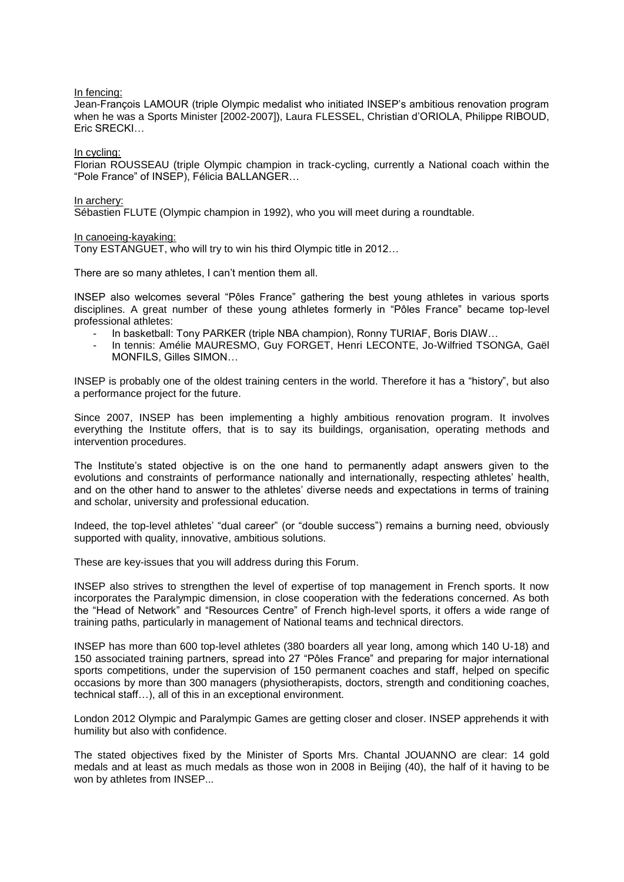In fencing:
Jean-François LAMOUR (triple Olympic medalist who initiated INSEP's ambitious renovation program when he was a Sports Minister [2002-2007]), Laura FLESSEL, Christian d'ORIOLA, Philippe RIBOUD, Eric SRECKI…

In cycling:
Florian ROUSSEAU (triple Olympic champion in track-cycling, currently a National coach within the "Pole France" of INSEP), Félicia BALLANGER…

In archery:
Sébastien FLUTE (Olympic champion in 1992), who you will meet during a roundtable.

In canoeing-kayaking:
Tony ESTANGUET, who will try to win his third Olympic title in 2012…

There are so many athletes, I can't mention them all.

INSEP also welcomes several "Pôles France" gathering the best young athletes in various sports disciplines. A great number of these young athletes formerly in "Pôles France" became top-level professional athletes:

- In basketball: Tony PARKER (triple NBA champion), Ronny TURIAF, Boris DIAW…
- In tennis: Amélie MAURESMO, Guy FORGET, Henri LECONTE, Jo-Wilfried TSONGA, Gaël MONFILS, Gilles SIMON…

INSEP is probably one of the oldest training centers in the world. Therefore it has a "history", but also a performance project for the future.

Since 2007, INSEP has been implementing a highly ambitious renovation program. It involves everything the Institute offers, that is to say its buildings, organisation, operating methods and intervention procedures.

The Institute's stated objective is on the one hand to permanently adapt answers given to the evolutions and constraints of performance nationally and internationally, respecting athletes' health, and on the other hand to answer to the athletes' diverse needs and expectations in terms of training and scholar, university and professional education.

Indeed, the top-level athletes' "dual career" (or "double success") remains a burning need, obviously supported with quality, innovative, ambitious solutions.

These are key-issues that you will address during this Forum.

INSEP also strives to strengthen the level of expertise of top management in French sports. It now incorporates the Paralympic dimension, in close cooperation with the federations concerned. As both the "Head of Network" and "Resources Centre" of French high-level sports, it offers a wide range of training paths, particularly in management of National teams and technical directors.

INSEP has more than 600 top-level athletes (380 boarders all year long, among which 140 U-18) and 150 associated training partners, spread into 27 "Pôles France" and preparing for major international sports competitions, under the supervision of 150 permanent coaches and staff, helped on specific occasions by more than 300 managers (physiotherapists, doctors, strength and conditioning coaches, technical staff…), all of this in an exceptional environment.

London 2012 Olympic and Paralympic Games are getting closer and closer. INSEP apprehends it with humility but also with confidence.

The stated objectives fixed by the Minister of Sports Mrs. Chantal JOUANNO are clear: 14 gold medals and at least as much medals as those won in 2008 in Beijing (40), the half of it having to be won by athletes from INSEP...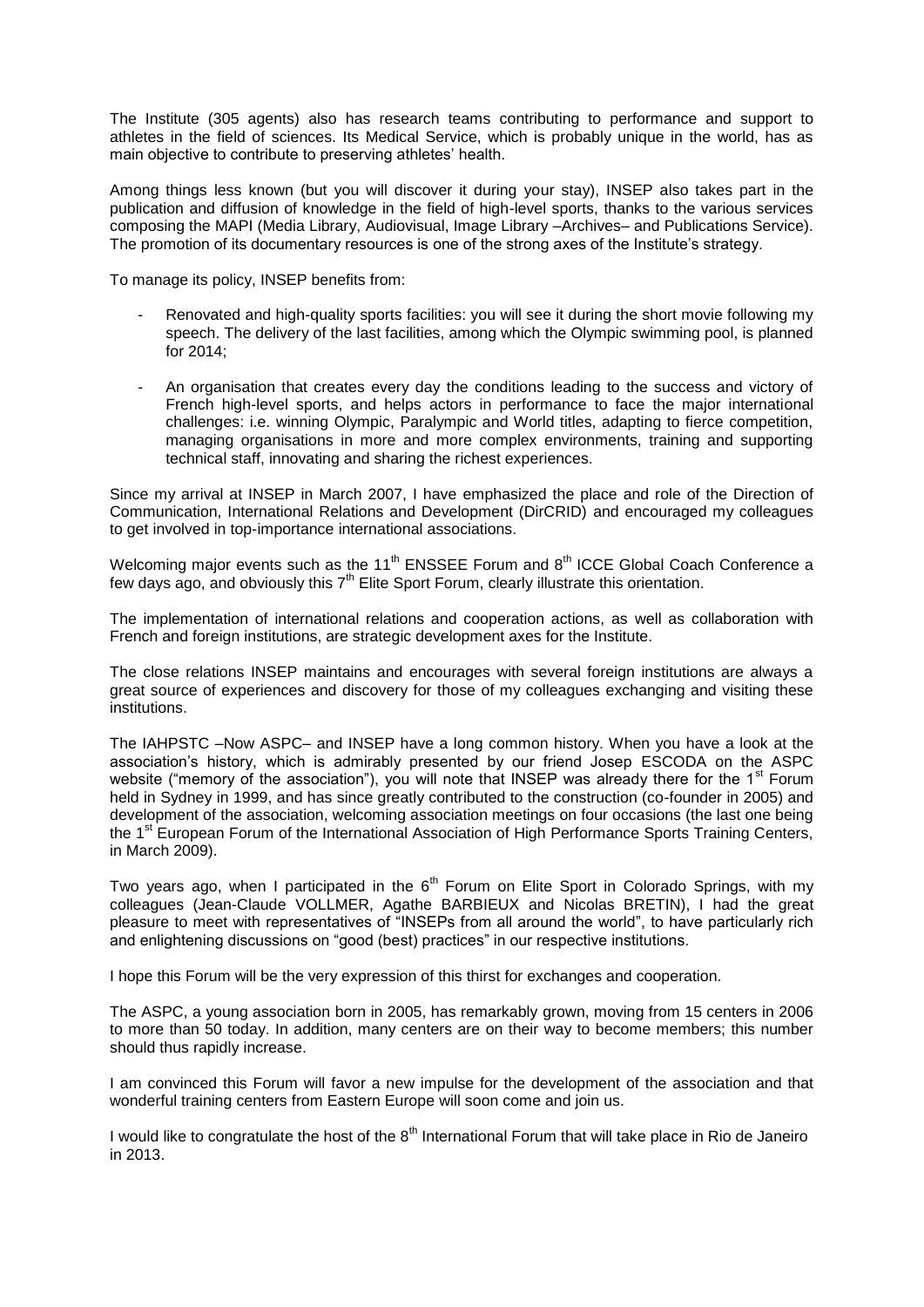The Institute (305 agents) also has research teams contributing to performance and support to athletes in the field of sciences. Its Medical Service, which is probably unique in the world, has as main objective to contribute to preserving athletes' health.

Among things less known (but you will discover it during your stay), INSEP also takes part in the publication and diffusion of knowledge in the field of high-level sports, thanks to the various services composing the MAPI (Media Library, Audiovisual, Image Library –Archives– and Publications Service). The promotion of its documentary resources is one of the strong axes of the Institute's strategy.

To manage its policy, INSEP benefits from:

- Renovated and high-quality sports facilities: you will see it during the short movie following my speech. The delivery of the last facilities, among which the Olympic swimming pool, is planned for 2014;

- An organisation that creates every day the conditions leading to the success and victory of French high-level sports, and helps actors in performance to face the major international challenges: i.e. winning Olympic, Paralympic and World titles, adapting to fierce competition, managing organisations in more and more complex environments, training and supporting technical staff, innovating and sharing the richest experiences.

Since my arrival at INSEP in March 2007, I have emphasized the place and role of the Direction of Communication, International Relations and Development (DirCRID) and encouraged my colleagues to get involved in top-importance international associations.

Welcoming major events such as the 11th ENSSEE Forum and 8th ICCE Global Coach Conference a few days ago, and obviously this 7th Elite Sport Forum, clearly illustrate this orientation.

The implementation of international relations and cooperation actions, as well as collaboration with French and foreign institutions, are strategic development axes for the Institute.

The close relations INSEP maintains and encourages with several foreign institutions are always a great source of experiences and discovery for those of my colleagues exchanging and visiting these institutions.

The IAHPSTC –Now ASPC– and INSEP have a long common history. When you have a look at the association's history, which is admirably presented by our friend Josep ESCODA on the ASPC website ("memory of the association"), you will note that INSEP was already there for the 1st Forum held in Sydney in 1999, and has since greatly contributed to the construction (co-founder in 2005) and development of the association, welcoming association meetings on four occasions (the last one being the 1st European Forum of the International Association of High Performance Sports Training Centers, in March 2009).

Two years ago, when I participated in the 6th Forum on Elite Sport in Colorado Springs, with my colleagues (Jean-Claude VOLLMER, Agathe BARBIEUX and Nicolas BRETIN), I had the great pleasure to meet with representatives of "INSEPs from all around the world", to have particularly rich and enlightening discussions on "good (best) practices" in our respective institutions.

I hope this Forum will be the very expression of this thirst for exchanges and cooperation.

The ASPC, a young association born in 2005, has remarkably grown, moving from 15 centers in 2006 to more than 50 today. In addition, many centers are on their way to become members; this number should thus rapidly increase.

I am convinced this Forum will favor a new impulse for the development of the association and that wonderful training centers from Eastern Europe will soon come and join us.

I would like to congratulate the host of the 8th International Forum that will take place in Rio de Janeiro in 2013.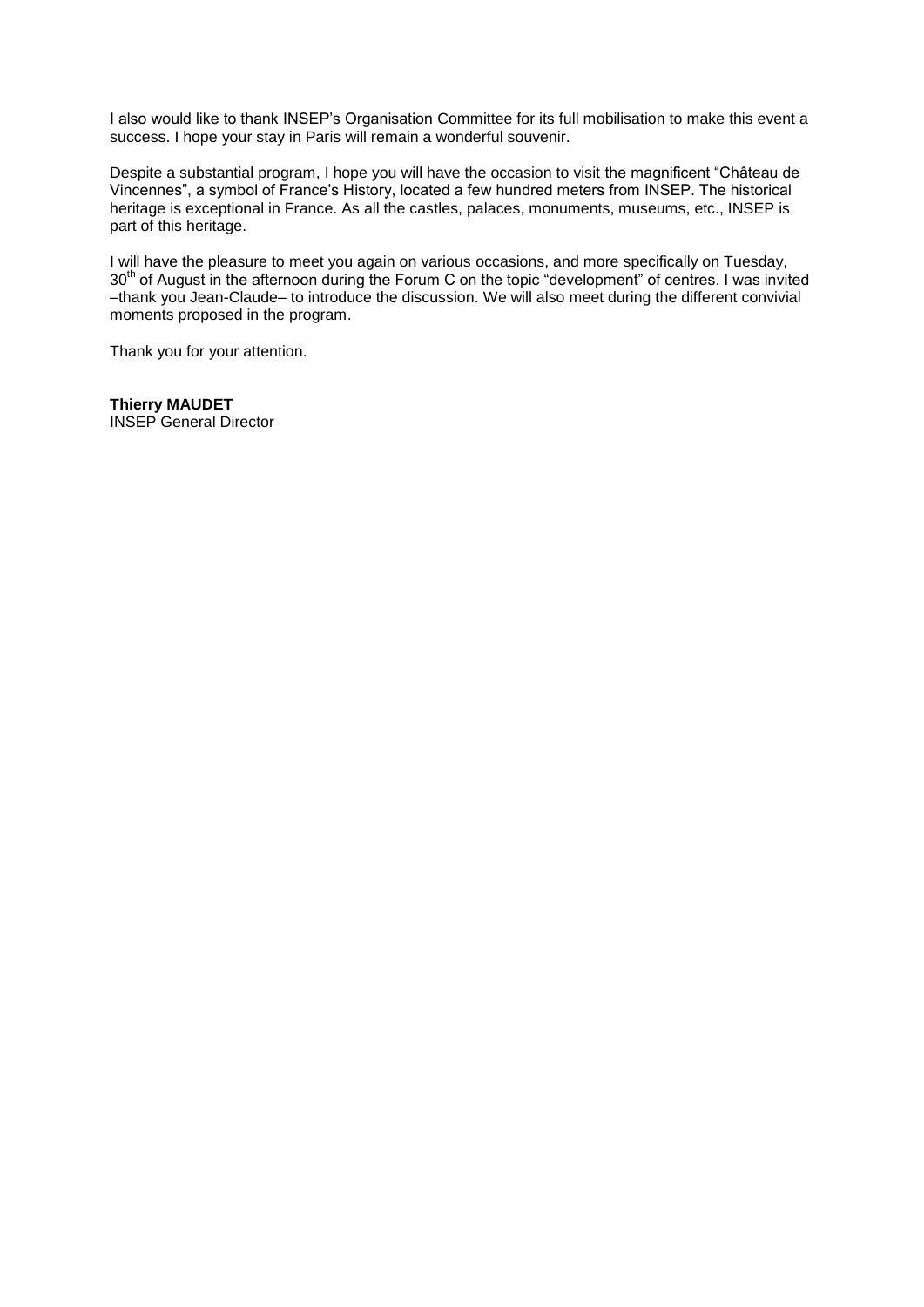I also would like to thank INSEP's Organisation Committee for its full mobilisation to make this event a success. I hope your stay in Paris will remain a wonderful souvenir.

Despite a substantial program, I hope you will have the occasion to visit the magnificent "Château de Vincennes", a symbol of France's History, located a few hundred meters from INSEP. The historical heritage is exceptional in France. As all the castles, palaces, monuments, museums, etc., INSEP is part of this heritage.

I will have the pleasure to meet you again on various occasions, and more specifically on Tuesday, 30th of August in the afternoon during the Forum C on the topic "development" of centres. I was invited –thank you Jean-Claude– to introduce the discussion. We will also meet during the different convivial moments proposed in the program.

Thank you for your attention.

**Thierry MAUDET**
INSEP General Director